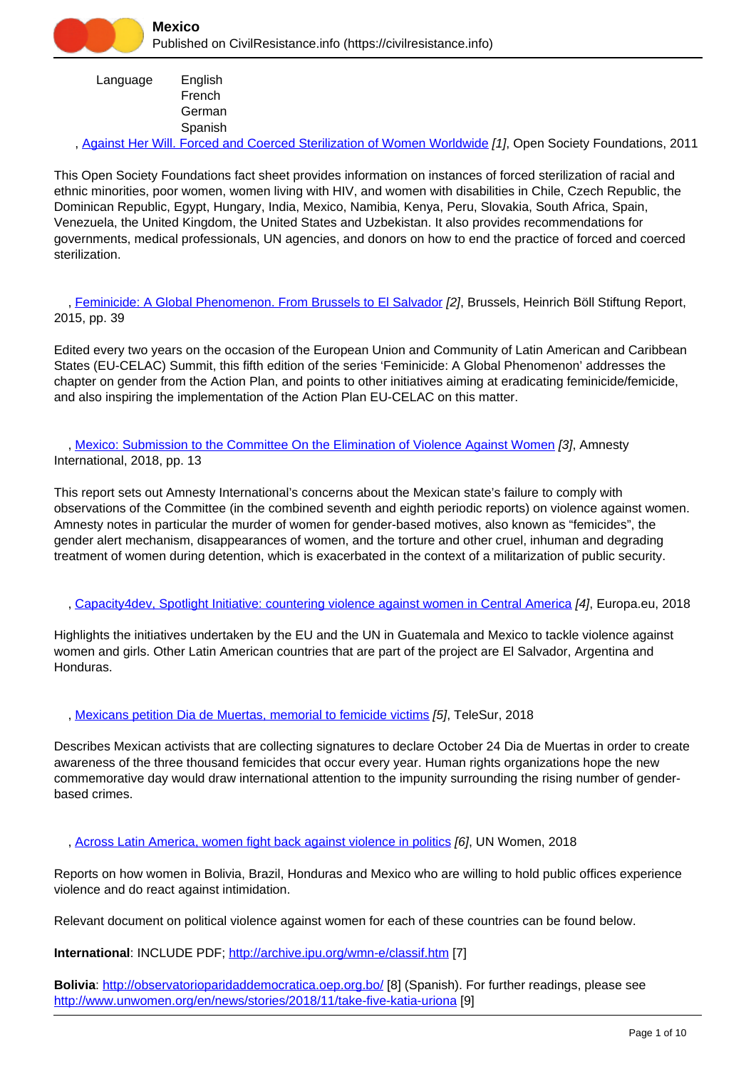# Mexico

Published on CivilResistance.info (https://civilresistance.info)

Language English French German Spanish

, Against Her Will. Forced and Coerced Sterilization of Women Worldwide [1], Open Society Foundations, 2011

This Open Society Foundations fact sheet provides information on instances of forced sterilization of racial and ethnic minorities, poor women, women living with HIV, and women with disabilities in Chile, Czech Republic, the Dominican Republic, Egypt, Hungary, India, Mexico, Namibia, Kenya, Peru, Slovakia, South Africa, Spain, Venezuela, the United Kingdom, the United States and Uzbekistan. It also provides recommendations for governments, medical professionals, UN agencies, and donors on how to end the practice of forced and coerced sterilization.

, Feminicide: A Global Phenomenon. From Brussels to El Salvador [2], Brussels, Heinrich Böll Stiftung Report, 2015, pp. 39

Edited every two years on the occasion of the European Union and Community of Latin American and Caribbean States (EU-CELAC) Summit, this fifth edition of the series 'Feminicide: A Global Phenomenon' addresses the chapter on gender from the Action Plan, and points to other initiatives aiming at eradicating feminicide/femicide, and also inspiring the implementation of the Action Plan EU-CELAC on this matter.

, Mexico: Submission to the Committee On the Elimination of Violence Against Women [3], Amnesty International, 2018, pp. 13

This report sets out Amnesty International's concerns about the Mexican state's failure to comply with observations of the Committee (in the combined seventh and eighth periodic reports) on violence against women. Amnesty notes in particular the murder of women for gender-based motives, also known as "femicides", the gender alert mechanism, disappearances of women, and the torture and other cruel, inhuman and degrading treatment of women during detention, which is exacerbated in the context of a militarization of public security.

, Capacity4dev, Spotlight Initiative: countering violence against women in Central America [4], Europa.eu, 2018

Highlights the initiatives undertaken by the EU and the UN in Guatemala and Mexico to tackle violence against women and girls. Other Latin American countries that are part of the project are El Salvador, Argentina and Honduras.

, Mexicans petition Dia de Muertas, memorial to femicide victims [5], TeleSur, 2018

Describes Mexican activists that are collecting signatures to declare October 24 Dia de Muertas in order to create awareness of the three thousand femicides that occur every year. Human rights organizations hope the new commemorative day would draw international attention to the impunity surrounding the rising number of gender-based crimes.

, Across Latin America, women fight back against violence in politics [6], UN Women, 2018

Reports on how women in Bolivia, Brazil, Honduras and Mexico who are willing to hold public offices experience violence and do react against intimidation.

Relevant document on political violence against women for each of these countries can be found below.

**International**: INCLUDE PDF; http://archive.ipu.org/wmn-e/classif.htm [7]

**Bolivia**: http://observatorioparidaddemocratica.oep.org.bo/ [8] (Spanish). For further readings, please see http://www.unwomen.org/en/news/stories/2018/11/take-five-katia-uriona [9]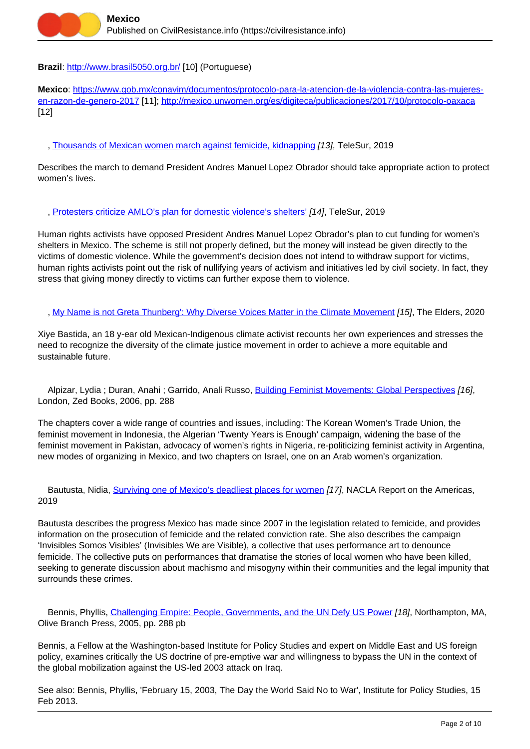**Brazil**: http://www.brasil5050.org.br/ [10] (Portuguese)

**Mexico**: https://www.gob.mx/conavim/documentos/protocolo-para-la-atencion-de-la-violencia-contra-las-mujeres-en-razon-de-genero-2017 [11]; http://mexico.unwomen.org/es/digiteca/publicaciones/2017/10/protocolo-oaxaca [12]

, Thousands of Mexican women march against femicide, kidnapping *[13]*, TeleSur, 2019

Describes the march to demand President Andres Manuel Lopez Obrador should take appropriate action to protect women's lives.

, Protesters criticize AMLO's plan for domestic violence's shelters' *[14]*, TeleSur, 2019

Human rights activists have opposed President Andres Manuel Lopez Obrador's plan to cut funding for women's shelters in Mexico. The scheme is still not properly defined, but the money will instead be given directly to the victims of domestic violence. While the government's decision does not intend to withdraw support for victims, human rights activists point out the risk of nullifying years of activism and initiatives led by civil society. In fact, they stress that giving money directly to victims can further expose them to violence.

, My Name is not Greta Thunberg': Why Diverse Voices Matter in the Climate Movement *[15]*, The Elders, 2020

Xiye Bastida, an 18 y-ear old Mexican-Indigenous climate activist recounts her own experiences and stresses the need to recognize the diversity of the climate justice movement in order to achieve a more equitable and sustainable future.

Alpizar, Lydia ; Duran, Anahi ; Garrido, Anali Russo, Building Feminist Movements: Global Perspectives *[16]*, London, Zed Books, 2006, pp. 288

The chapters cover a wide range of countries and issues, including: The Korean Women's Trade Union, the feminist movement in Indonesia, the Algerian 'Twenty Years is Enough' campaign, widening the base of the feminist movement in Pakistan, advocacy of women's rights in Nigeria, re-politicizing feminist activity in Argentina, new modes of organizing in Mexico, and two chapters on Israel, one on an Arab women's organization.

Bautusta, Nidia, Surviving one of Mexico's deadliest places for women *[17]*, NACLA Report on the Americas, 2019

Bautusta describes the progress Mexico has made since 2007 in the legislation related to femicide, and provides information on the prosecution of femicide and the related conviction rate. She also describes the campaign 'Invisibles Somos Visibles' (Invisibles We are Visible), a collective that uses performance art to denounce femicide. The collective puts on performances that dramatise the stories of local women who have been killed, seeking to generate discussion about machismo and misogyny within their communities and the legal impunity that surrounds these crimes.

Bennis, Phyllis, Challenging Empire: People, Governments, and the UN Defy US Power *[18]*, Northampton, MA, Olive Branch Press, 2005, pp. 288 pb

Bennis, a Fellow at the Washington-based Institute for Policy Studies and expert on Middle East and US foreign policy, examines critically the US doctrine of pre-emptive war and willingness to bypass the UN in the context of the global mobilization against the US-led 2003 attack on Iraq.

See also: Bennis, Phyllis, 'February 15, 2003, The Day the World Said No to War', Institute for Policy Studies, 15 Feb 2013.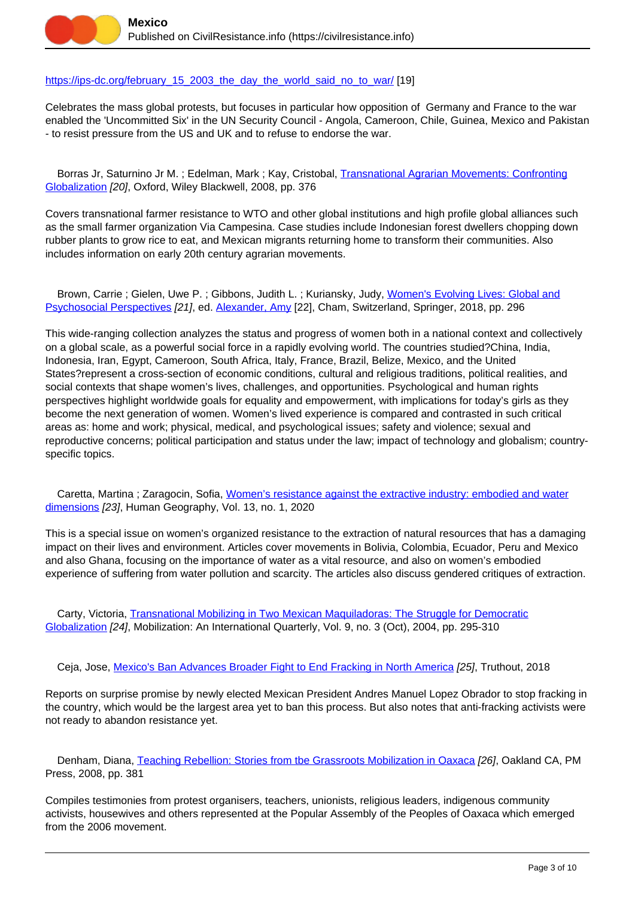https://ips-dc.org/february_15_2003_the_day_the_world_said_no_to_war/ [19]

Celebrates the mass global protests, but focuses in particular how opposition of Germany and France to the war enabled the 'Uncommitted Six' in the UN Security Council - Angola, Cameroon, Chile, Guinea, Mexico and Pakistan - to resist pressure from the US and UK and to refuse to endorse the war.

Borras Jr, Saturnino Jr M. ; Edelman, Mark ; Kay, Cristobal, Transnational Agrarian Movements: Confronting Globalization *[20]*, Oxford, Wiley Blackwell, 2008, pp. 376

Covers transnational farmer resistance to WTO and other global institutions and high profile global alliances such as the small farmer organization Via Campesina. Case studies include Indonesian forest dwellers chopping down rubber plants to grow rice to eat, and Mexican migrants returning home to transform their communities. Also includes information on early 20th century agrarian movements.

Brown, Carrie ; Gielen, Uwe P. ; Gibbons, Judith L. ; Kuriansky, Judy, Women's Evolving Lives: Global and Psychosocial Perspectives *[21]*, ed. Alexander, Amy [22], Cham, Switzerland, Springer, 2018, pp. 296

This wide-ranging collection analyzes the status and progress of women both in a national context and collectively on a global scale, as a powerful social force in a rapidly evolving world. The countries studied?China, India, Indonesia, Iran, Egypt, Cameroon, South Africa, Italy, France, Brazil, Belize, Mexico, and the United States?represent a cross-section of economic conditions, cultural and religious traditions, political realities, and social contexts that shape women's lives, challenges, and opportunities. Psychological and human rights perspectives highlight worldwide goals for equality and empowerment, with implications for today's girls as they become the next generation of women. Women's lived experience is compared and contrasted in such critical areas as: home and work; physical, medical, and psychological issues; safety and violence; sexual and reproductive concerns; political participation and status under the law; impact of technology and globalism; country-specific topics.

Caretta, Martina ; Zaragocin, Sofia, Women's resistance against the extractive industry: embodied and water dimensions *[23]*, Human Geography, Vol. 13, no. 1, 2020

This is a special issue on women's organized resistance to the extraction of natural resources that has a damaging impact on their lives and environment. Articles cover movements in Bolivia, Colombia, Ecuador, Peru and Mexico and also Ghana, focusing on the importance of water as a vital resource, and also on women's embodied experience of suffering from water pollution and scarcity. The articles also discuss gendered critiques of extraction.

Carty, Victoria, Transnational Mobilizing in Two Mexican Maquiladoras: The Struggle for Democratic Globalization *[24]*, Mobilization: An International Quarterly, Vol. 9, no. 3 (Oct), 2004, pp. 295-310

Ceja, Jose, Mexico's Ban Advances Broader Fight to End Fracking in North America *[25]*, Truthout, 2018

Reports on surprise promise by newly elected Mexican President Andres Manuel Lopez Obrador to stop fracking in the country, which would be the largest area yet to ban this process. But also notes that anti-fracking activists were not ready to abandon resistance yet.

Denham, Diana, Teaching Rebellion: Stories from tbe Grassroots Mobilization in Oaxaca *[26]*, Oakland CA, PM Press, 2008, pp. 381

Compiles testimonies from protest organisers, teachers, unionists, religious leaders, indigenous community activists, housewives and others represented at the Popular Assembly of the Peoples of Oaxaca which emerged from the 2006 movement.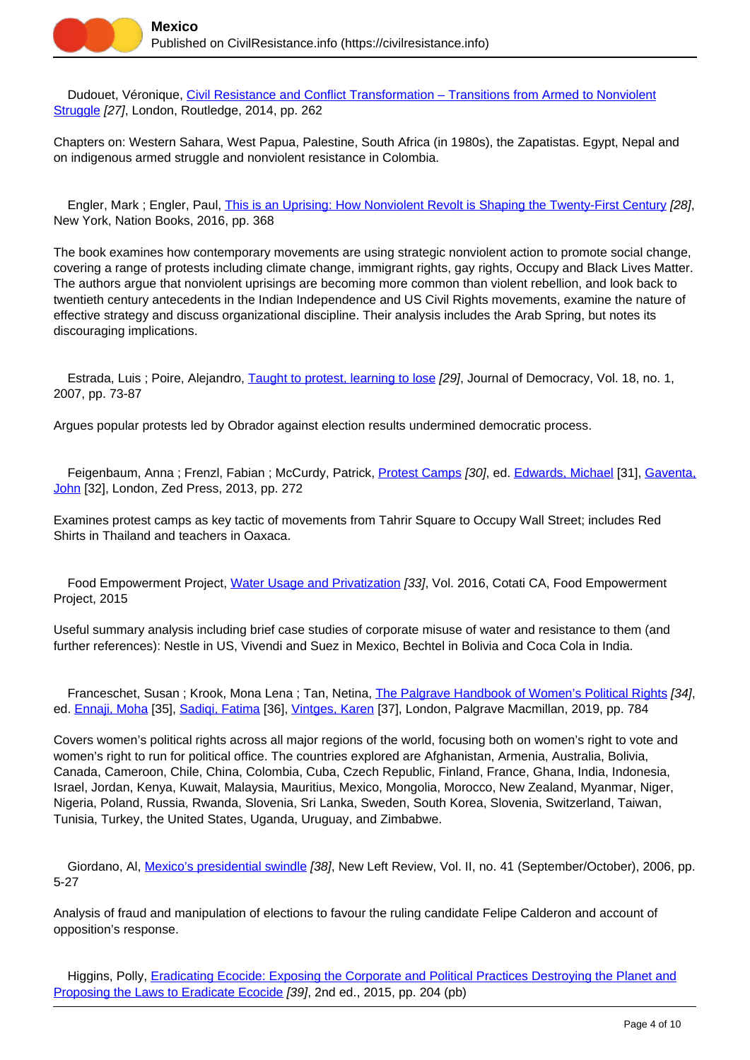Dudouet, Véronique, Civil Resistance and Conflict Transformation – Transitions from Armed to Nonviolent Struggle [27], London, Routledge, 2014, pp. 262

Chapters on: Western Sahara, West Papua, Palestine, South Africa (in 1980s), the Zapatistas. Egypt, Nepal and on indigenous armed struggle and nonviolent resistance in Colombia.

Engler, Mark ; Engler, Paul, This is an Uprising: How Nonviolent Revolt is Shaping the Twenty-First Century [28], New York, Nation Books, 2016, pp. 368

The book examines how contemporary movements are using strategic nonviolent action to promote social change, covering a range of protests including climate change, immigrant rights, gay rights, Occupy and Black Lives Matter. The authors argue that nonviolent uprisings are becoming more common than violent rebellion, and look back to twentieth century antecedents in the Indian Independence and US Civil Rights movements, examine the nature of effective strategy and discuss organizational discipline. Their analysis includes the Arab Spring, but notes its discouraging implications.

Estrada, Luis ; Poire, Alejandro, Taught to protest, learning to lose [29], Journal of Democracy, Vol. 18, no. 1, 2007, pp. 73-87

Argues popular protests led by Obrador against election results undermined democratic process.

Feigenbaum, Anna ; Frenzl, Fabian ; McCurdy, Patrick, Protest Camps [30], ed. Edwards, Michael [31], Gaventa, John [32], London, Zed Press, 2013, pp. 272

Examines protest camps as key tactic of movements from Tahrir Square to Occupy Wall Street; includes Red Shirts in Thailand and teachers in Oaxaca.

Food Empowerment Project, Water Usage and Privatization [33], Vol. 2016, Cotati CA, Food Empowerment Project, 2015

Useful summary analysis including brief case studies of corporate misuse of water and resistance to them (and further references): Nestle in US, Vivendi and Suez in Mexico, Bechtel in Bolivia and Coca Cola in India.

Franceschet, Susan ; Krook, Mona Lena ; Tan, Netina, The Palgrave Handbook of Women's Political Rights [34], ed. Ennaji, Moha [35], Sadiqi, Fatima [36], Vintges, Karen [37], London, Palgrave Macmillan, 2019, pp. 784

Covers women's political rights across all major regions of the world, focusing both on women's right to vote and women's right to run for political office. The countries explored are Afghanistan, Armenia, Australia, Bolivia, Canada, Cameroon, Chile, China, Colombia, Cuba, Czech Republic, Finland, France, Ghana, India, Indonesia, Israel, Jordan, Kenya, Kuwait, Malaysia, Mauritius, Mexico, Mongolia, Morocco, New Zealand, Myanmar, Niger, Nigeria, Poland, Russia, Rwanda, Slovenia, Sri Lanka, Sweden, South Korea, Slovenia, Switzerland, Taiwan, Tunisia, Turkey, the United States, Uganda, Uruguay, and Zimbabwe.

Giordano, Al, Mexico's presidential swindle [38], New Left Review, Vol. II, no. 41 (September/October), 2006, pp. 5-27

Analysis of fraud and manipulation of elections to favour the ruling candidate Felipe Calderon and account of opposition's response.

Higgins, Polly, Eradicating Ecocide: Exposing the Corporate and Political Practices Destroying the Planet and Proposing the Laws to Eradicate Ecocide [39], 2nd ed., 2015, pp. 204 (pb)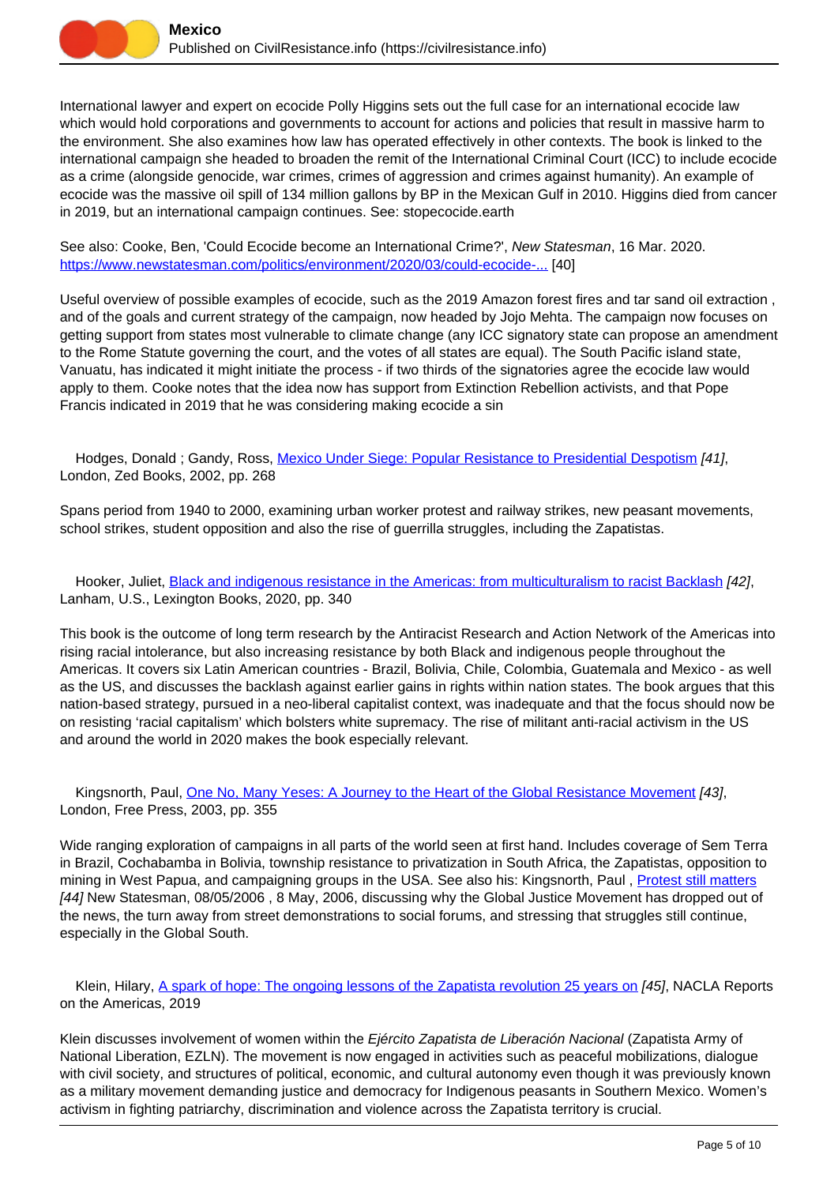International lawyer and expert on ecocide Polly Higgins sets out the full case for an international ecocide law which would hold corporations and governments to account for actions and policies that result in massive harm to the environment. She also examines how law has operated effectively in other contexts. The book is linked to the international campaign she headed to broaden the remit of the International Criminal Court (ICC) to include ecocide as a crime (alongside genocide, war crimes, crimes of aggression and crimes against humanity). An example of ecocide was the massive oil spill of 134 million gallons by BP in the Mexican Gulf in 2010. Higgins died from cancer in 2019, but an international campaign continues. See: stopecocide.earth

See also: Cooke, Ben, 'Could Ecocide become an International Crime?', *New Statesman*, 16 Mar. 2020. [https://www.newstatesman.com/politics/environment/2020/03/could-ecocide-...](https://www.newstatesman.com/politics/environment/2020/03/could-ecocide-...) [40]

Useful overview of possible examples of ecocide, such as the 2019 Amazon forest fires and tar sand oil extraction , and of the goals and current strategy of the campaign, now headed by Jojo Mehta. The campaign now focuses on getting support from states most vulnerable to climate change (any ICC signatory state can propose an amendment to the Rome Statute governing the court, and the votes of all states are equal). The South Pacific island state, Vanuatu, has indicated it might initiate the process - if two thirds of the signatories agree the ecocide law would apply to them. Cooke notes that the idea now has support from Extinction Rebellion activists, and that Pope Francis indicated in 2019 that he was considering making ecocide a sin

Hodges, Donald ; Gandy, Ross, Mexico Under Siege: Popular Resistance to Presidential Despotism *[41]*, London, Zed Books, 2002, pp. 268

Spans period from 1940 to 2000, examining urban worker protest and railway strikes, new peasant movements, school strikes, student opposition and also the rise of guerrilla struggles, including the Zapatistas.

Hooker, Juliet, Black and indigenous resistance in the Americas: from multiculturalism to racist Backlash *[42]*, Lanham, U.S., Lexington Books, 2020, pp. 340

This book is the outcome of long term research by the Antiracist Research and Action Network of the Americas into rising racial intolerance, but also increasing resistance by both Black and indigenous people throughout the Americas. It covers six Latin American countries - Brazil, Bolivia, Chile, Colombia, Guatemala and Mexico - as well as the US, and discusses the backlash against earlier gains in rights within nation states. The book argues that this nation-based strategy, pursued in a neo-liberal capitalist context, was inadequate and that the focus should now be on resisting 'racial capitalism' which bolsters white supremacy. The rise of militant anti-racial activism in the US and around the world in 2020 makes the book especially relevant.

Kingsnorth, Paul, One No, Many Yeses: A Journey to the Heart of the Global Resistance Movement *[43]*, London, Free Press, 2003, pp. 355

Wide ranging exploration of campaigns in all parts of the world seen at first hand. Includes coverage of Sem Terra in Brazil, Cochabamba in Bolivia, township resistance to privatization in South Africa, the Zapatistas, opposition to mining in West Papua, and campaigning groups in the USA. See also his: Kingsnorth, Paul , Protest still matters *[44]* New Statesman, 08/05/2006 , 8 May, 2006, discussing why the Global Justice Movement has dropped out of the news, the turn away from street demonstrations to social forums, and stressing that struggles still continue, especially in the Global South.

Klein, Hilary, A spark of hope: The ongoing lessons of the Zapatista revolution 25 years on *[45]*, NACLA Reports on the Americas, 2019

Klein discusses involvement of women within the *Ejército Zapatista de Liberación Nacional* (Zapatista Army of National Liberation, EZLN). The movement is now engaged in activities such as peaceful mobilizations, dialogue with civil society, and structures of political, economic, and cultural autonomy even though it was previously known as a military movement demanding justice and democracy for Indigenous peasants in Southern Mexico. Women's activism in fighting patriarchy, discrimination and violence across the Zapatista territory is crucial.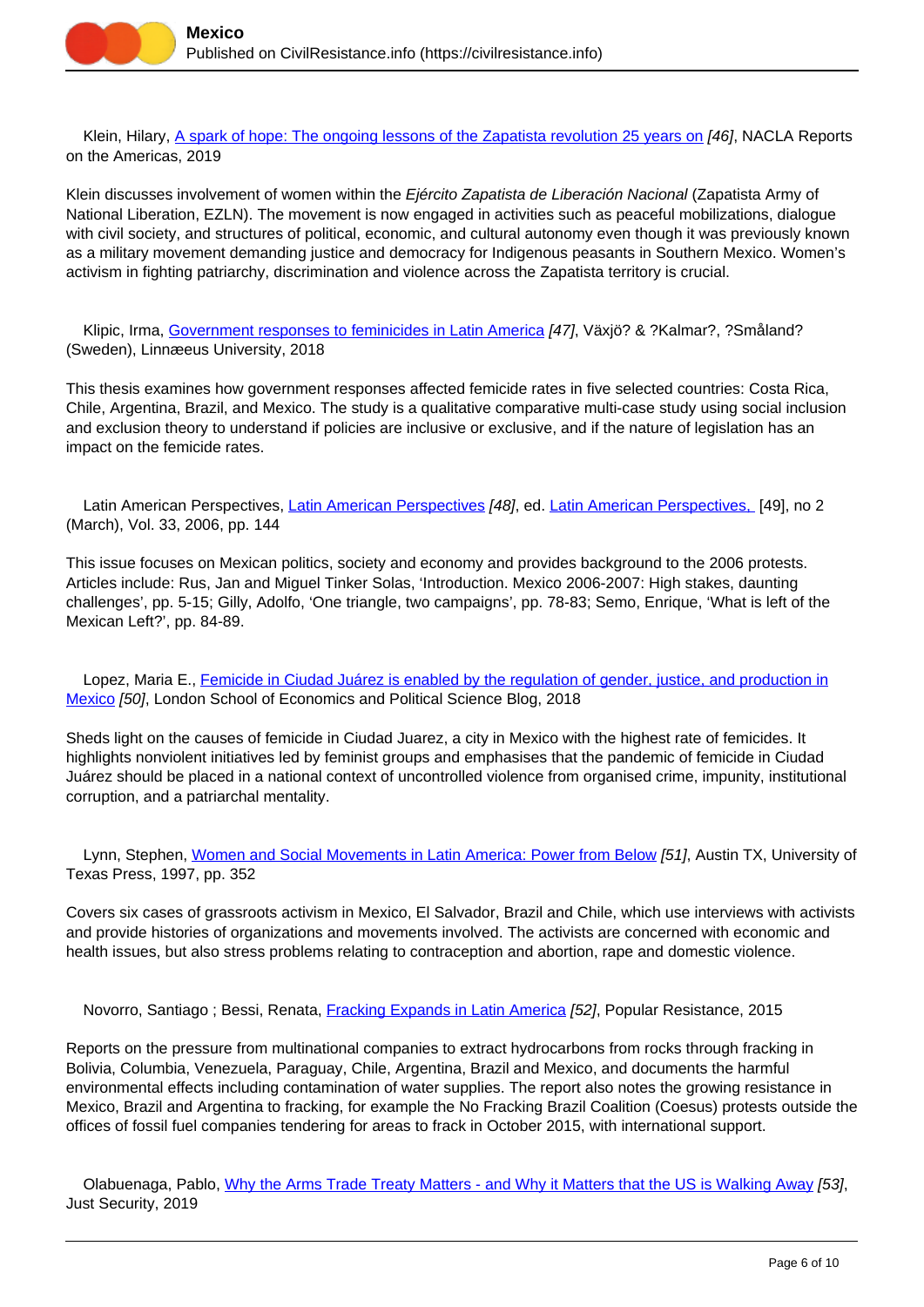Klein, Hilary, A spark of hope: The ongoing lessons of the Zapatista revolution 25 years on [46], NACLA Reports on the Americas, 2019

Klein discusses involvement of women within the *Ejército Zapatista de Liberación Nacional* (Zapatista Army of National Liberation, EZLN). The movement is now engaged in activities such as peaceful mobilizations, dialogue with civil society, and structures of political, economic, and cultural autonomy even though it was previously known as a military movement demanding justice and democracy for Indigenous peasants in Southern Mexico. Women's activism in fighting patriarchy, discrimination and violence across the Zapatista territory is crucial.

Klipic, Irma, Government responses to feminicides in Latin America [47], Växjö? & ?Kalmar?, ?Småland? (Sweden), Linnæeus University, 2018

This thesis examines how government responses affected femicide rates in five selected countries: Costa Rica, Chile, Argentina, Brazil, and Mexico. The study is a qualitative comparative multi-case study using social inclusion and exclusion theory to understand if policies are inclusive or exclusive, and if the nature of legislation has an impact on the femicide rates.

Latin American Perspectives, Latin American Perspectives [48], ed. Latin American Perspectives, [49], no 2 (March), Vol. 33, 2006, pp. 144

This issue focuses on Mexican politics, society and economy and provides background to the 2006 protests. Articles include: Rus, Jan and Miguel Tinker Solas, 'Introduction. Mexico 2006-2007: High stakes, daunting challenges', pp. 5-15; Gilly, Adolfo, 'One triangle, two campaigns', pp. 78-83; Semo, Enrique, 'What is left of the Mexican Left?', pp. 84-89.

Lopez, Maria E., Femicide in Ciudad Juárez is enabled by the regulation of gender, justice, and production in Mexico [50], London School of Economics and Political Science Blog, 2018

Sheds light on the causes of femicide in Ciudad Juarez, a city in Mexico with the highest rate of femicides. It highlights nonviolent initiatives led by feminist groups and emphasises that the pandemic of femicide in Ciudad Juárez should be placed in a national context of uncontrolled violence from organised crime, impunity, institutional corruption, and a patriarchal mentality.

Lynn, Stephen, Women and Social Movements in Latin America: Power from Below [51], Austin TX, University of Texas Press, 1997, pp. 352

Covers six cases of grassroots activism in Mexico, El Salvador, Brazil and Chile, which use interviews with activists and provide histories of organizations and movements involved. The activists are concerned with economic and health issues, but also stress problems relating to contraception and abortion, rape and domestic violence.

Novorro, Santiago ; Bessi, Renata, Fracking Expands in Latin America [52], Popular Resistance, 2015

Reports on the pressure from multinational companies to extract hydrocarbons from rocks through fracking in Bolivia, Columbia, Venezuela, Paraguay, Chile, Argentina, Brazil and Mexico, and documents the harmful environmental effects including contamination of water supplies. The report also notes the growing resistance in Mexico, Brazil and Argentina to fracking, for example the No Fracking Brazil Coalition (Coesus) protests outside the offices of fossil fuel companies tendering for areas to frack in October 2015, with international support.

Olabuenaga, Pablo, Why the Arms Trade Treaty Matters - and Why it Matters that the US is Walking Away [53], Just Security, 2019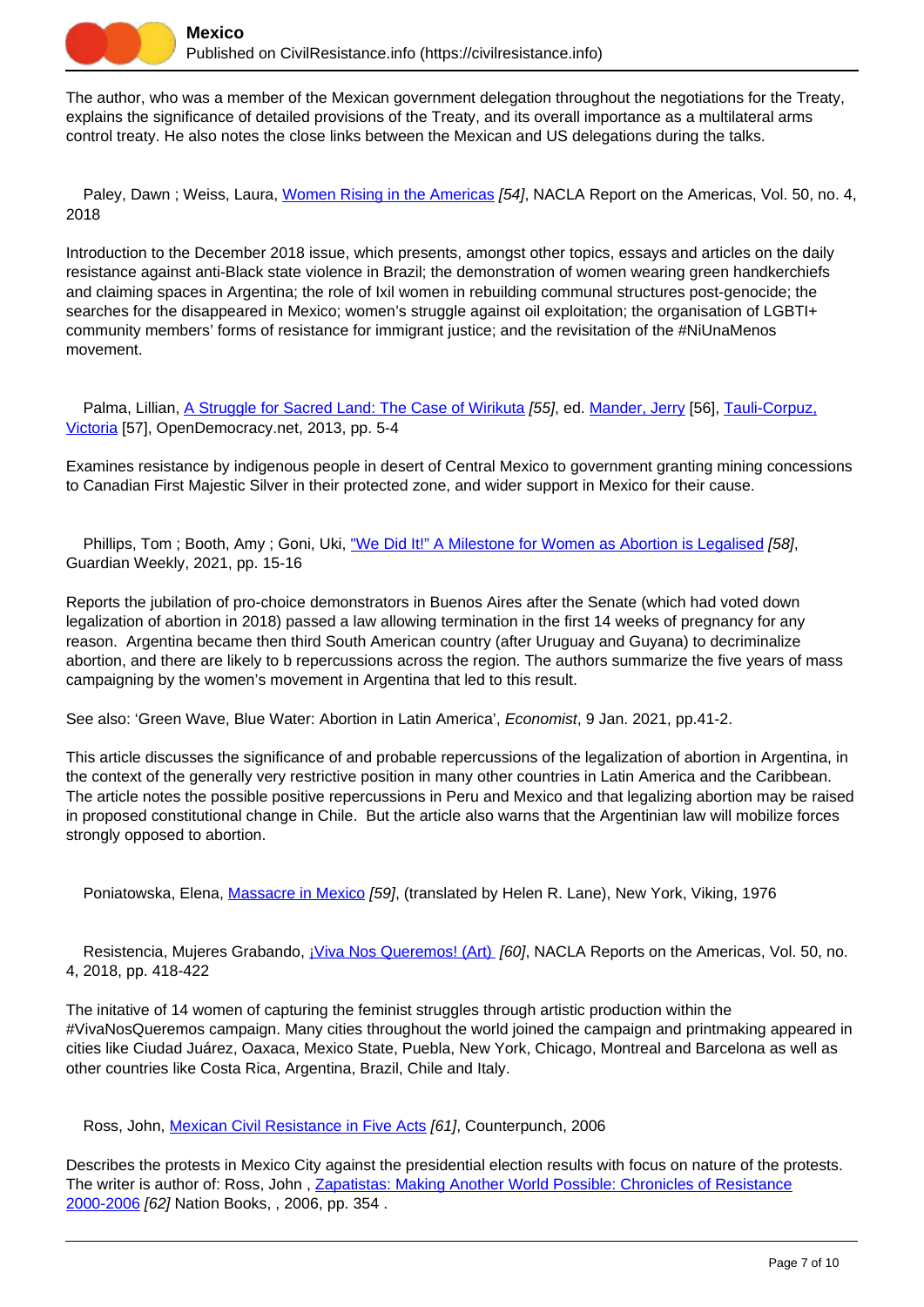The author, who was a member of the Mexican government delegation throughout the negotiations for the Treaty, explains the significance of detailed provisions of the Treaty, and its overall importance as a multilateral arms control treaty. He also notes the close links between the Mexican and US delegations during the talks.

Paley, Dawn ; Weiss, Laura, Women Rising in the Americas *[54]*, NACLA Report on the Americas, Vol. 50, no. 4, 2018

Introduction to the December 2018 issue, which presents, amongst other topics, essays and articles on the daily resistance against anti-Black state violence in Brazil; the demonstration of women wearing green handkerchiefs and claiming spaces in Argentina; the role of Ixil women in rebuilding communal structures post-genocide; the searches for the disappeared in Mexico; women's struggle against oil exploitation; the organisation of LGBTI+ community members' forms of resistance for immigrant justice; and the revisitation of the #NiUnaMenos movement.

Palma, Lillian, A Struggle for Sacred Land: The Case of Wirikuta *[55]*, ed. Mander, Jerry [56], Tauli-Corpuz, Victoria [57], OpenDemocracy.net, 2013, pp. 5-4

Examines resistance by indigenous people in desert of Central Mexico to government granting mining concessions to Canadian First Majestic Silver in their protected zone, and wider support in Mexico for their cause.

Phillips, Tom ; Booth, Amy ; Goni, Uki, "We Did It!" A Milestone for Women as Abortion is Legalised *[58]*, Guardian Weekly, 2021, pp. 15-16

Reports the jubilation of pro-choice demonstrators in Buenos Aires after the Senate (which had voted down legalization of abortion in 2018) passed a law allowing termination in the first 14 weeks of pregnancy for any reason. Argentina became then third South American country (after Uruguay and Guyana) to decriminalize abortion, and there are likely to b repercussions across the region. The authors summarize the five years of mass campaigning by the women's movement in Argentina that led to this result.

See also: 'Green Wave, Blue Water: Abortion in Latin America', *Economist*, 9 Jan. 2021, pp.41-2.

This article discusses the significance of and probable repercussions of the legalization of abortion in Argentina, in the context of the generally very restrictive position in many other countries in Latin America and the Caribbean. The article notes the possible positive repercussions in Peru and Mexico and that legalizing abortion may be raised in proposed constitutional change in Chile. But the article also warns that the Argentinian law will mobilize forces strongly opposed to abortion.

Poniatowska, Elena, Massacre in Mexico *[59]*, (translated by Helen R. Lane), New York, Viking, 1976

Resistencia, Mujeres Grabando, ¡Viva Nos Queremos! (Art) *[60]*, NACLA Reports on the Americas, Vol. 50, no. 4, 2018, pp. 418-422

The initative of 14 women of capturing the feminist struggles through artistic production within the #VivaNosQueremos campaign. Many cities throughout the world joined the campaign and printmaking appeared in cities like Ciudad Juárez, Oaxaca, Mexico State, Puebla, New York, Chicago, Montreal and Barcelona as well as other countries like Costa Rica, Argentina, Brazil, Chile and Italy.

Ross, John, Mexican Civil Resistance in Five Acts *[61]*, Counterpunch, 2006

Describes the protests in Mexico City against the presidential election results with focus on nature of the protests. The writer is author of: Ross, John , Zapatistas: Making Another World Possible: Chronicles of Resistance 2000-2006 *[62]* Nation Books, , 2006, pp. 354 .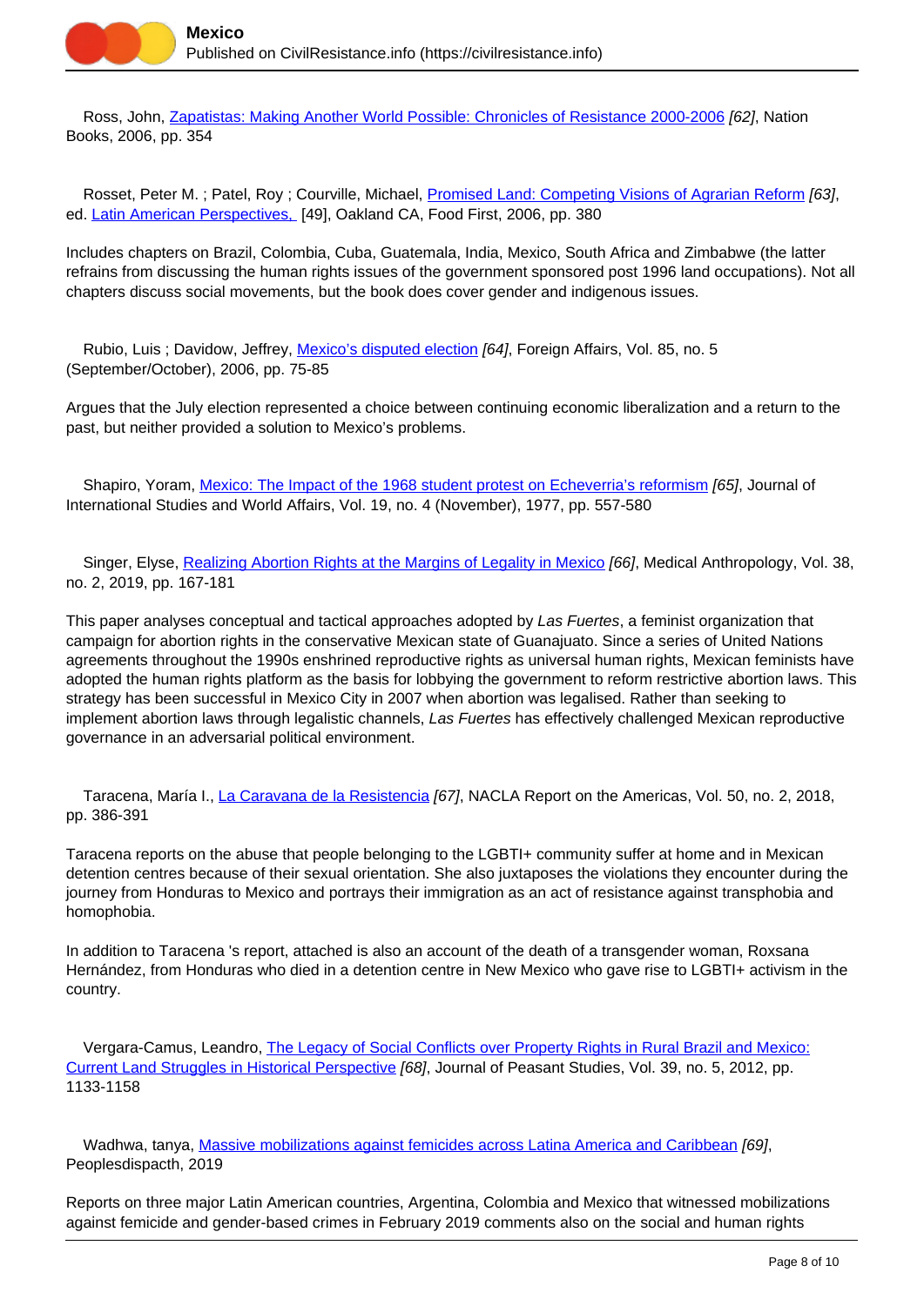Ross, John, [Zapatistas: Making Another World Possible: Chronicles of Resistance 2000-2006](#) [62], Nation Books, 2006, pp. 354

Rosset, Peter M. ; Patel, Roy ; Courville, Michael, [Promised Land: Competing Visions of Agrarian Reform](#) [63], ed. [Latin American Perspectives,](#) [49], Oakland CA, Food First, 2006, pp. 380

Includes chapters on Brazil, Colombia, Cuba, Guatemala, India, Mexico, South Africa and Zimbabwe (the latter refrains from discussing the human rights issues of the government sponsored post 1996 land occupations). Not all chapters discuss social movements, but the book does cover gender and indigenous issues.

Rubio, Luis ; Davidow, Jeffrey, [Mexico's disputed election](#) [64], Foreign Affairs, Vol. 85, no. 5 (September/October), 2006, pp. 75-85

Argues that the July election represented a choice between continuing economic liberalization and a return to the past, but neither provided a solution to Mexico's problems.

Shapiro, Yoram, [Mexico: The Impact of the 1968 student protest on Echeverria's reformism](#) [65], Journal of International Studies and World Affairs, Vol. 19, no. 4 (November), 1977, pp. 557-580

Singer, Elyse, [Realizing Abortion Rights at the Margins of Legality in Mexico](#) [66], Medical Anthropology, Vol. 38, no. 2, 2019, pp. 167-181

This paper analyses conceptual and tactical approaches adopted by *Las Fuertes*, a feminist organization that campaign for abortion rights in the conservative Mexican state of Guanajuato. Since a series of United Nations agreements throughout the 1990s enshrined reproductive rights as universal human rights, Mexican feminists have adopted the human rights platform as the basis for lobbying the government to reform restrictive abortion laws. This strategy has been successful in Mexico City in 2007 when abortion was legalised. Rather than seeking to implement abortion laws through legalistic channels, *Las Fuertes* has effectively challenged Mexican reproductive governance in an adversarial political environment.

Taracena, María I., [La Caravana de la Resistencia](#) [67], NACLA Report on the Americas, Vol. 50, no. 2, 2018, pp. 386-391

Taracena reports on the abuse that people belonging to the LGBTI+ community suffer at home and in Mexican detention centres because of their sexual orientation. She also juxtaposes the violations they encounter during the journey from Honduras to Mexico and portrays their immigration as an act of resistance against transphobia and homophobia.

In addition to Taracena 's report, attached is also an account of the death of a transgender woman, Roxsana Hernández, from Honduras who died in a detention centre in New Mexico who gave rise to LGBTI+ activism in the country.

Vergara-Camus, Leandro, [The Legacy of Social Conflicts over Property Rights in Rural Brazil and Mexico: Current Land Struggles in Historical Perspective](#) [68], Journal of Peasant Studies, Vol. 39, no. 5, 2012, pp. 1133-1158

Wadhwa, tanya, [Massive mobilizations against femicides across Latina America and Caribbean](#) [69], Peoplesdispacth, 2019

Reports on three major Latin American countries, Argentina, Colombia and Mexico that witnessed mobilizations against femicide and gender-based crimes in February 2019 comments also on the social and human rights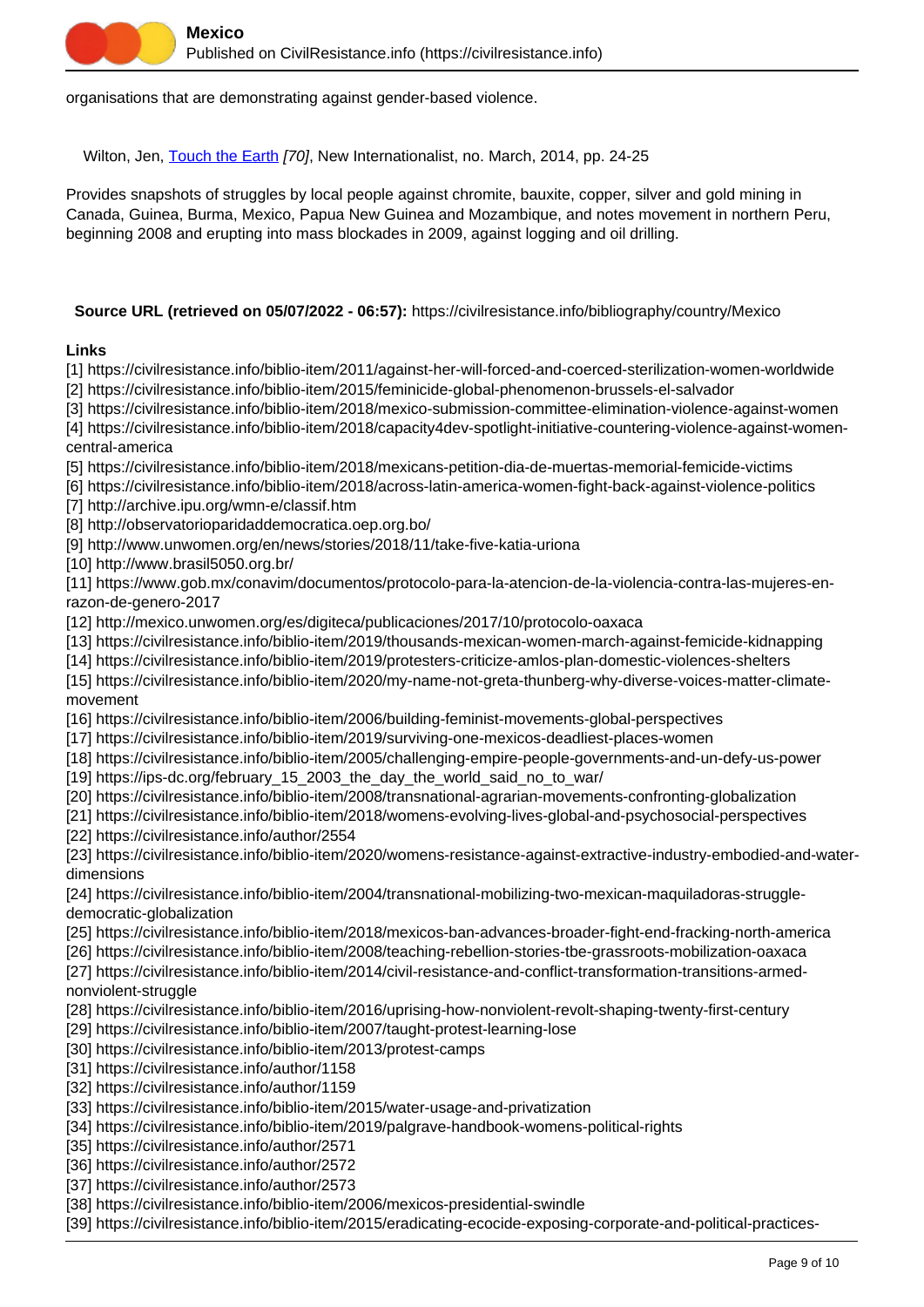organisations that are demonstrating against gender-based violence.

Wilton, Jen, [Touch the Earth](https://civilresistance.info) [70], New Internationalist, no. March, 2014, pp. 24-25

Provides snapshots of struggles by local people against chromite, bauxite, copper, silver and gold mining in Canada, Guinea, Burma, Mexico, Papua New Guinea and Mozambique, and notes movement in northern Peru, beginning 2008 and erupting into mass blockades in 2009, against logging and oil drilling.

**Source URL (retrieved on 05/07/2022 - 06:57):** https://civilresistance.info/bibliography/country/Mexico

**Links**

[1] https://civilresistance.info/biblio-item/2011/against-her-will-forced-and-coerced-sterilization-women-worldwide
[2] https://civilresistance.info/biblio-item/2015/feminicide-global-phenomenon-brussels-el-salvador
[3] https://civilresistance.info/biblio-item/2018/mexico-submission-committee-elimination-violence-against-women
[4] https://civilresistance.info/biblio-item/2018/capacity4dev-spotlight-initiative-countering-violence-against-women-central-america
[5] https://civilresistance.info/biblio-item/2018/mexicans-petition-dia-de-muertas-memorial-femicide-victims
[6] https://civilresistance.info/biblio-item/2018/across-latin-america-women-fight-back-against-violence-politics
[7] http://archive.ipu.org/wmn-e/classif.htm
[8] http://observatorioparidaddemocratica.oep.org.bo/
[9] http://www.unwomen.org/en/news/stories/2018/11/take-five-katia-uriona
[10] http://www.brasil5050.org.br/
[11] https://www.gob.mx/conavim/documentos/protocolo-para-la-atencion-de-la-violencia-contra-las-mujeres-en-razon-de-genero-2017
[12] http://mexico.unwomen.org/es/digiteca/publicaciones/2017/10/protocolo-oaxaca
[13] https://civilresistance.info/biblio-item/2019/thousands-mexican-women-march-against-femicide-kidnapping
[14] https://civilresistance.info/biblio-item/2019/protesters-criticize-amlos-plan-domestic-violences-shelters
[15] https://civilresistance.info/biblio-item/2020/my-name-not-greta-thunberg-why-diverse-voices-matter-climate-movement
[16] https://civilresistance.info/biblio-item/2006/building-feminist-movements-global-perspectives
[17] https://civilresistance.info/biblio-item/2019/surviving-one-mexicos-deadliest-places-women
[18] https://civilresistance.info/biblio-item/2005/challenging-empire-people-governments-and-un-defy-us-power
[19] https://ips-dc.org/february_15_2003_the_day_the_world_said_no_to_war/
[20] https://civilresistance.info/biblio-item/2008/transnational-agrarian-movements-confronting-globalization
[21] https://civilresistance.info/biblio-item/2018/womens-evolving-lives-global-and-psychosocial-perspectives
[22] https://civilresistance.info/author/2554
[23] https://civilresistance.info/biblio-item/2020/womens-resistance-against-extractive-industry-embodied-and-water-dimensions
[24] https://civilresistance.info/biblio-item/2004/transnational-mobilizing-two-mexican-maquiladoras-struggle-democratic-globalization
[25] https://civilresistance.info/biblio-item/2018/mexicos-ban-advances-broader-fight-end-fracking-north-america
[26] https://civilresistance.info/biblio-item/2008/teaching-rebellion-stories-tbe-grassroots-mobilization-oaxaca
[27] https://civilresistance.info/biblio-item/2014/civil-resistance-and-conflict-transformation-transitions-armed-nonviolent-struggle
[28] https://civilresistance.info/biblio-item/2016/uprising-how-nonviolent-revolt-shaping-twenty-first-century
[29] https://civilresistance.info/biblio-item/2007/taught-protest-learning-lose
[30] https://civilresistance.info/biblio-item/2013/protest-camps
[31] https://civilresistance.info/author/1158
[32] https://civilresistance.info/author/1159
[33] https://civilresistance.info/biblio-item/2015/water-usage-and-privatization
[34] https://civilresistance.info/biblio-item/2019/palgrave-handbook-womens-political-rights
[35] https://civilresistance.info/author/2571
[36] https://civilresistance.info/author/2572
[37] https://civilresistance.info/author/2573
[38] https://civilresistance.info/biblio-item/2006/mexicos-presidential-swindle
[39] https://civilresistance.info/biblio-item/2015/eradicating-ecocide-exposing-corporate-and-political-practices-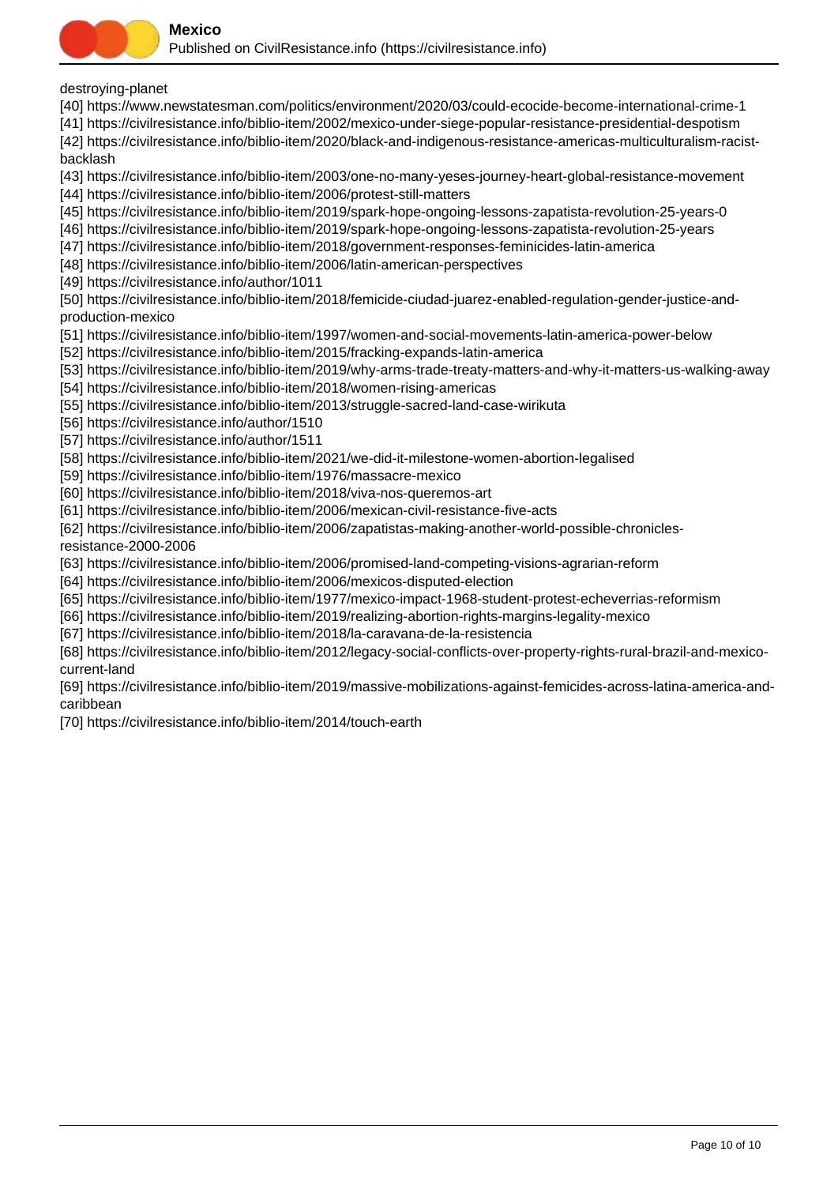destroying-planet

[40] https://www.newstatesman.com/politics/environment/2020/03/could-ecocide-become-international-crime-1

[41] https://civilresistance.info/biblio-item/2002/mexico-under-siege-popular-resistance-presidential-despotism

[42] https://civilresistance.info/biblio-item/2020/black-and-indigenous-resistance-americas-multiculturalism-racist-backlash

[43] https://civilresistance.info/biblio-item/2003/one-no-many-yeses-journey-heart-global-resistance-movement

[44] https://civilresistance.info/biblio-item/2006/protest-still-matters

[45] https://civilresistance.info/biblio-item/2019/spark-hope-ongoing-lessons-zapatista-revolution-25-years-0

[46] https://civilresistance.info/biblio-item/2019/spark-hope-ongoing-lessons-zapatista-revolution-25-years

[47] https://civilresistance.info/biblio-item/2018/government-responses-feminicides-latin-america

[48] https://civilresistance.info/biblio-item/2006/latin-american-perspectives

[49] https://civilresistance.info/author/1011

[50] https://civilresistance.info/biblio-item/2018/femicide-ciudad-juarez-enabled-regulation-gender-justice-and-production-mexico

[51] https://civilresistance.info/biblio-item/1997/women-and-social-movements-latin-america-power-below

[52] https://civilresistance.info/biblio-item/2015/fracking-expands-latin-america

[53] https://civilresistance.info/biblio-item/2019/why-arms-trade-treaty-matters-and-why-it-matters-us-walking-away

[54] https://civilresistance.info/biblio-item/2018/women-rising-americas

[55] https://civilresistance.info/biblio-item/2013/struggle-sacred-land-case-wirikuta

[56] https://civilresistance.info/author/1510

[57] https://civilresistance.info/author/1511

[58] https://civilresistance.info/biblio-item/2021/we-did-it-milestone-women-abortion-legalised

[59] https://civilresistance.info/biblio-item/1976/massacre-mexico

[60] https://civilresistance.info/biblio-item/2018/viva-nos-queremos-art

[61] https://civilresistance.info/biblio-item/2006/mexican-civil-resistance-five-acts

[62] https://civilresistance.info/biblio-item/2006/zapatistas-making-another-world-possible-chronicles-resistance-2000-2006

[63] https://civilresistance.info/biblio-item/2006/promised-land-competing-visions-agrarian-reform

[64] https://civilresistance.info/biblio-item/2006/mexicos-disputed-election

[65] https://civilresistance.info/biblio-item/1977/mexico-impact-1968-student-protest-echeverrias-reformism

[66] https://civilresistance.info/biblio-item/2019/realizing-abortion-rights-margins-legality-mexico

[67] https://civilresistance.info/biblio-item/2018/la-caravana-de-la-resistencia

[68] https://civilresistance.info/biblio-item/2012/legacy-social-conflicts-over-property-rights-rural-brazil-and-mexico-current-land

[69] https://civilresistance.info/biblio-item/2019/massive-mobilizations-against-femicides-across-latina-america-and-caribbean

[70] https://civilresistance.info/biblio-item/2014/touch-earth